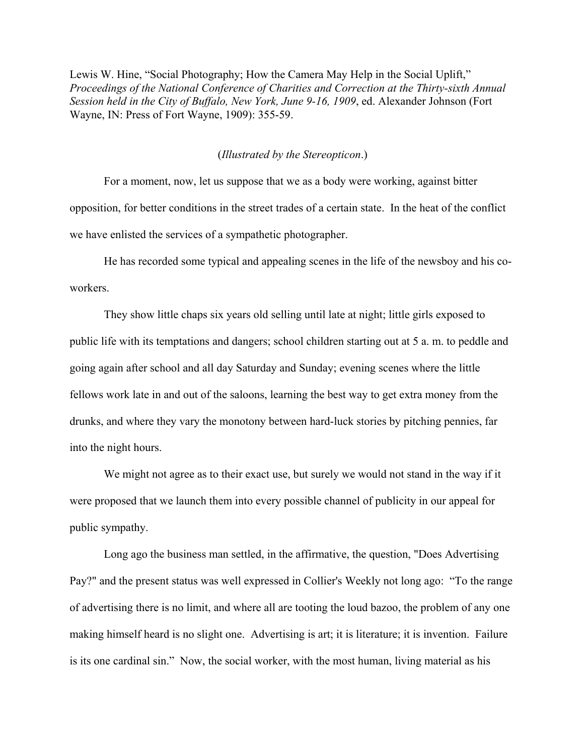Lewis W. Hine, "Social Photography; How the Camera May Help in the Social Uplift," *Proceedings of the National Conference of Charities and Correction at the Thirty-sixth Annual Session held in the City of Buffalo, New York, June 9-16, 1909*, ed. Alexander Johnson (Fort Wayne, IN: Press of Fort Wayne, 1909): 355-59.

(*Illustrated by the Stereopticon*.)

For a moment, now, let us suppose that we as a body were working, against bitter opposition, for better conditions in the street trades of a certain state. In the heat of the conflict we have enlisted the services of a sympathetic photographer.

He has recorded some typical and appealing scenes in the life of the newsboy and his co-workers.

They show little chaps six years old selling until late at night; little girls exposed to public life with its temptations and dangers; school children starting out at 5 a. m. to peddle and going again after school and all day Saturday and Sunday; evening scenes where the little fellows work late in and out of the saloons, learning the best way to get extra money from the drunks, and where they vary the monotony between hard-luck stories by pitching pennies, far into the night hours.

We might not agree as to their exact use, but surely we would not stand in the way if it were proposed that we launch them into every possible channel of publicity in our appeal for public sympathy.

Long ago the business man settled, in the affirmative, the question, "Does Advertising Pay?" and the present status was well expressed in Collier's Weekly not long ago: "To the range of advertising there is no limit, and where all are tooting the loud bazoo, the problem of any one making himself heard is no slight one. Advertising is art; it is literature; it is invention. Failure is its one cardinal sin." Now, the social worker, with the most human, living material as his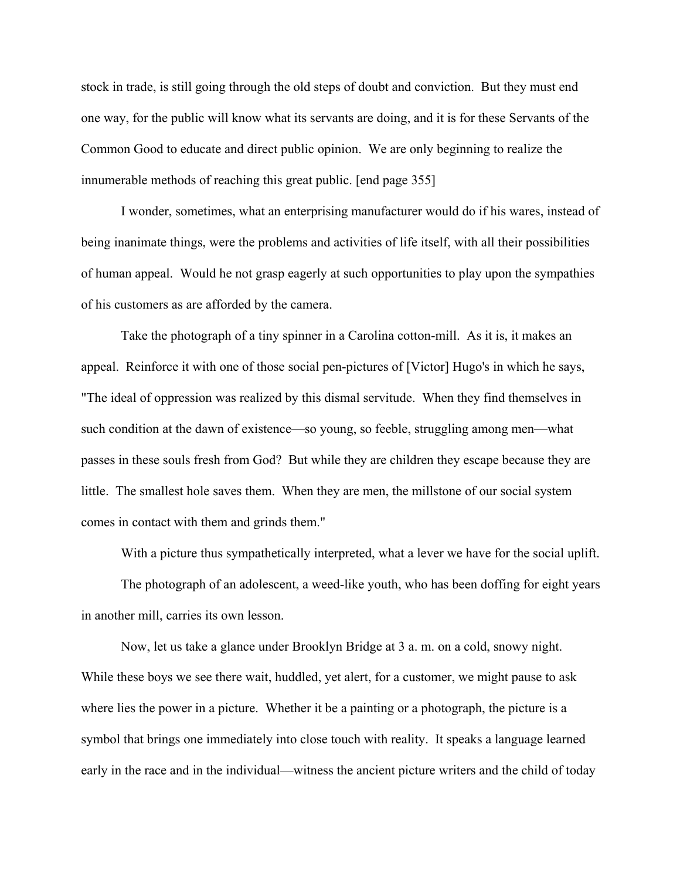stock in trade, is still going through the old steps of doubt and conviction. But they must end one way, for the public will know what its servants are doing, and it is for these Servants of the Common Good to educate and direct public opinion. We are only beginning to realize the innumerable methods of reaching this great public. [end page 355]

I wonder, sometimes, what an enterprising manufacturer would do if his wares, instead of being inanimate things, were the problems and activities of life itself, with all their possibilities of human appeal. Would he not grasp eagerly at such opportunities to play upon the sympathies of his customers as are afforded by the camera.

Take the photograph of a tiny spinner in a Carolina cotton-mill. As it is, it makes an appeal. Reinforce it with one of those social pen-pictures of [Victor] Hugo's in which he says, "The ideal of oppression was realized by this dismal servitude. When they find themselves in such condition at the dawn of existence—so young, so feeble, struggling among men—what passes in these souls fresh from God? But while they are children they escape because they are little. The smallest hole saves them. When they are men, the millstone of our social system comes in contact with them and grinds them."

With a picture thus sympathetically interpreted, what a lever we have for the social uplift.

The photograph of an adolescent, a weed-like youth, who has been doffing for eight years in another mill, carries its own lesson.

Now, let us take a glance under Brooklyn Bridge at 3 a. m. on a cold, snowy night. While these boys we see there wait, huddled, yet alert, for a customer, we might pause to ask where lies the power in a picture. Whether it be a painting or a photograph, the picture is a symbol that brings one immediately into close touch with reality. It speaks a language learned early in the race and in the individual—witness the ancient picture writers and the child of today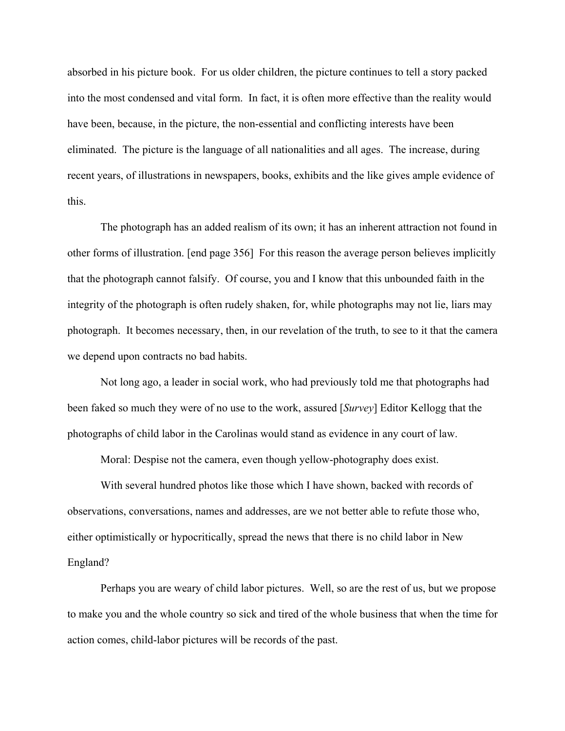absorbed in his picture book. For us older children, the picture continues to tell a story packed into the most condensed and vital form. In fact, it is often more effective than the reality would have been, because, in the picture, the non-essential and conflicting interests have been eliminated. The picture is the language of all nationalities and all ages. The increase, during recent years, of illustrations in newspapers, books, exhibits and the like gives ample evidence of this.

The photograph has an added realism of its own; it has an inherent attraction not found in other forms of illustration. [end page 356] For this reason the average person believes implicitly that the photograph cannot falsify. Of course, you and I know that this unbounded faith in the integrity of the photograph is often rudely shaken, for, while photographs may not lie, liars may photograph. It becomes necessary, then, in our revelation of the truth, to see to it that the camera we depend upon contracts no bad habits.

Not long ago, a leader in social work, who had previously told me that photographs had been faked so much they were of no use to the work, assured [*Survey*] Editor Kellogg that the photographs of child labor in the Carolinas would stand as evidence in any court of law.

Moral: Despise not the camera, even though yellow-photography does exist.

With several hundred photos like those which I have shown, backed with records of observations, conversations, names and addresses, are we not better able to refute those who, either optimistically or hypocritically, spread the news that there is no child labor in New England?

Perhaps you are weary of child labor pictures. Well, so are the rest of us, but we propose to make you and the whole country so sick and tired of the whole business that when the time for action comes, child-labor pictures will be records of the past.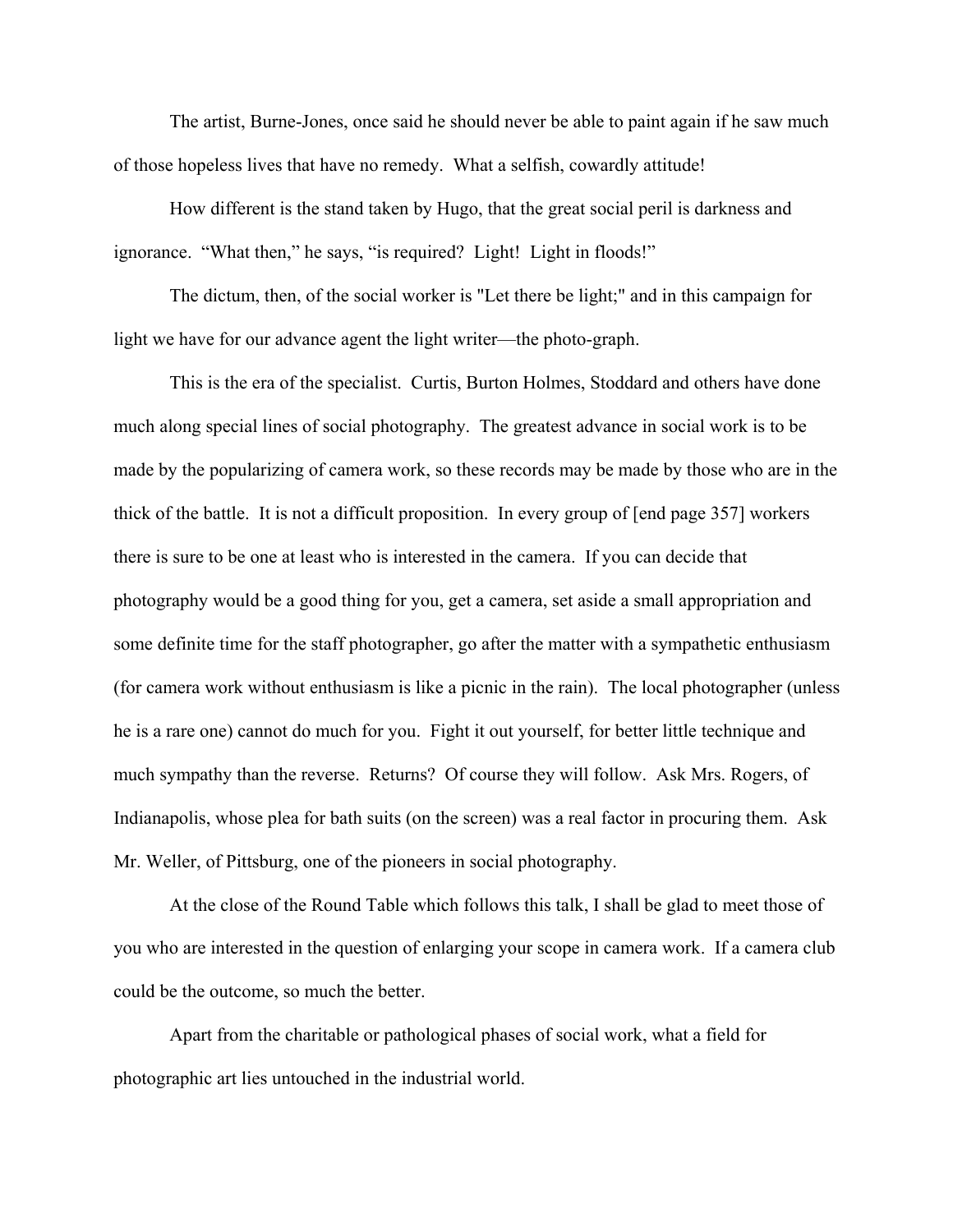The artist, Burne-Jones, once said he should never be able to paint again if he saw much of those hopeless lives that have no remedy. What a selfish, cowardly attitude!

How different is the stand taken by Hugo, that the great social peril is darkness and ignorance. “What then,” he says, “is required? Light! Light in floods!”

The dictum, then, of the social worker is "Let there be light;" and in this campaign for light we have for our advance agent the light writer—the photo-graph.

This is the era of the specialist. Curtis, Burton Holmes, Stoddard and others have done much along special lines of social photography. The greatest advance in social work is to be made by the popularizing of camera work, so these records may be made by those who are in the thick of the battle. It is not a difficult proposition. In every group of [end page 357] workers there is sure to be one at least who is interested in the camera. If you can decide that photography would be a good thing for you, get a camera, set aside a small appropriation and some definite time for the staff photographer, go after the matter with a sympathetic enthusiasm (for camera work without enthusiasm is like a picnic in the rain). The local photographer (unless he is a rare one) cannot do much for you. Fight it out yourself, for better little technique and much sympathy than the reverse. Returns? Of course they will follow. Ask Mrs. Rogers, of Indianapolis, whose plea for bath suits (on the screen) was a real factor in procuring them. Ask Mr. Weller, of Pittsburg, one of the pioneers in social photography.

At the close of the Round Table which follows this talk, I shall be glad to meet those of you who are interested in the question of enlarging your scope in camera work. If a camera club could be the outcome, so much the better.

Apart from the charitable or pathological phases of social work, what a field for photographic art lies untouched in the industrial world.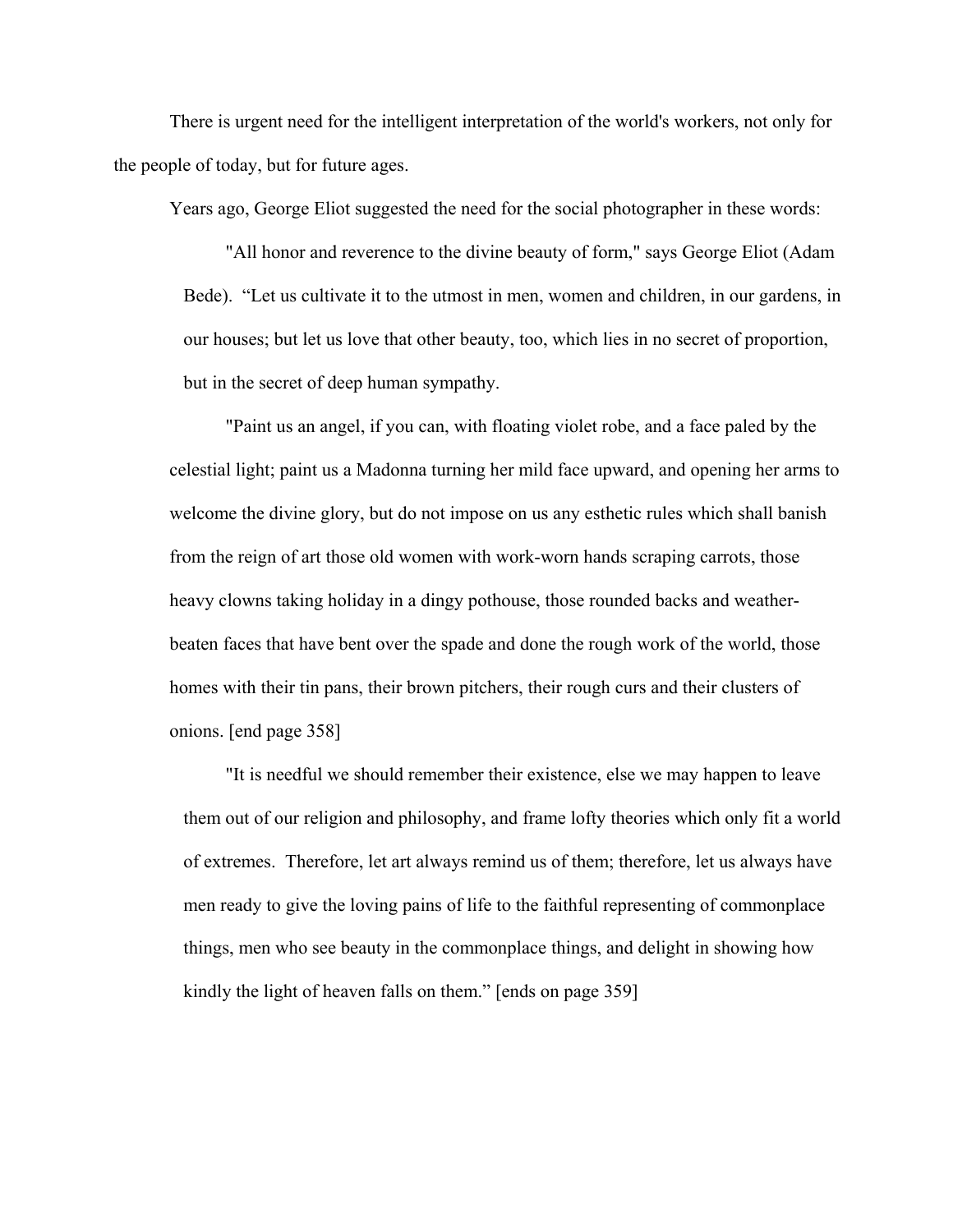There is urgent need for the intelligent interpretation of the world's workers, not only for the people of today, but for future ages.

Years ago, George Eliot suggested the need for the social photographer in these words:

> "All honor and reverence to the divine beauty of form," says George Eliot (Adam Bede). "Let us cultivate it to the utmost in men, women and children, in our gardens, in our houses; but let us love that other beauty, too, which lies in no secret of proportion, but in the secret of deep human sympathy.
>
> "Paint us an angel, if you can, with floating violet robe, and a face paled by the celestial light; paint us a Madonna turning her mild face upward, and opening her arms to welcome the divine glory, but do not impose on us any esthetic rules which shall banish from the reign of art those old women with work-worn hands scraping carrots, those heavy clowns taking holiday in a dingy pothouse, those rounded backs and weather-beaten faces that have bent over the spade and done the rough work of the world, those homes with their tin pans, their brown pitchers, their rough curs and their clusters of onions. [end page 358]
>
> "It is needful we should remember their existence, else we may happen to leave them out of our religion and philosophy, and frame lofty theories which only fit a world of extremes. Therefore, let art always remind us of them; therefore, let us always have men ready to give the loving pains of life to the faithful representing of commonplace things, men who see beauty in the commonplace things, and delight in showing how kindly the light of heaven falls on them." [ends on page 359]